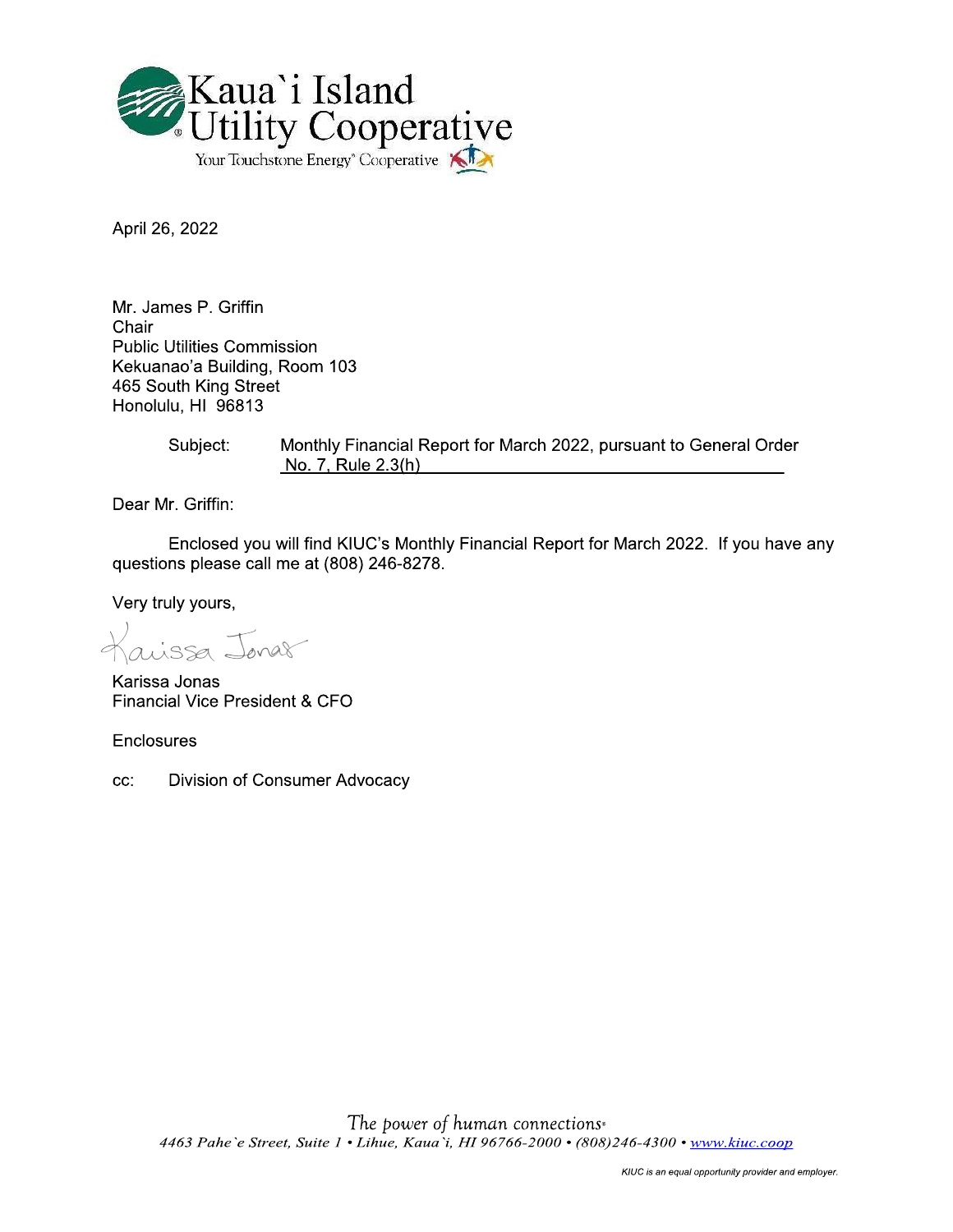Kaua`i Island Utility Cooperative

Your Touchstone Energy® Cooperative

April 26, 2022

Mr. James P. Griffin
Chair
Public Utilities Commission
Kekuanao'a Building, Room 103
465 South King Street
Honolulu, HI 96813

Subject: Monthly Financial Report for March 2022, pursuant to General Order No. 7, Rule 2.3(h)

Dear Mr. Griffin:

Enclosed you will find KIUC's Monthly Financial Report for March 2022. If you have any questions please call me at (808) 246-8278.

Very truly yours,

Karissa Jonas

Karissa Jonas
Financial Vice President & CFO

Enclosures

cc: Division of Consumer Advocacy

*The power of human connections®*

*4463 Pahe`e Street, Suite 1 • Lihue, Kaua`i, HI 96766-2000 • (808)246-4300 • www.kiuc.coop*

*KIUC is an equal opportunity provider and employer.*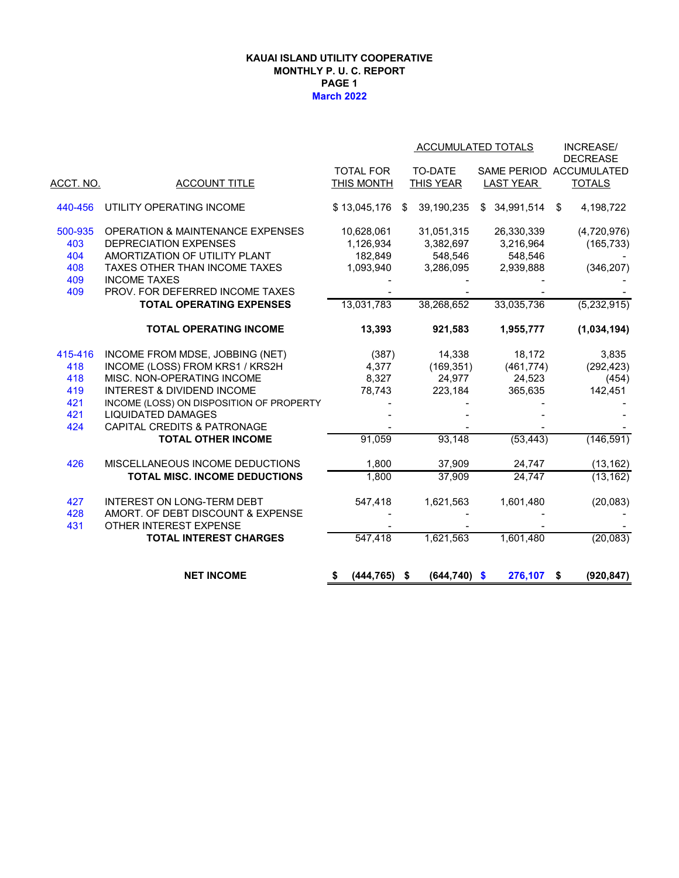**KAUAI ISLAND UTILITY COOPERATIVE**
**MONTHLY P. U. C. REPORT**
**PAGE 1**
**March 2022**

| ACCT. NO. | ACCOUNT TITLE | TOTAL FOR THIS MONTH | ACCUMULATED TOTALS TO-DATE THIS YEAR | ACCUMULATED TOTALS SAME PERIOD LAST YEAR | INCREASE/ DECREASE ACCUMULATED TOTALS |
|---|---|---|---|---|---|
| 440-456 | UTILITY OPERATING INCOME | $ 13,045,176 | $ 39,190,235 | $ 34,991,514 | $ 4,198,722 |
| 500-935 | OPERATION & MAINTENANCE EXPENSES | 10,628,061 | 31,051,315 | 26,330,339 | (4,720,976) |
| 403 | DEPRECIATION EXPENSES | 1,126,934 | 3,382,697 | 3,216,964 | (165,733) |
| 404 | AMORTIZATION OF UTILITY PLANT | 182,849 | 548,546 | 548,546 | - |
| 408 | TAXES OTHER THAN INCOME TAXES | 1,093,940 | 3,286,095 | 2,939,888 | (346,207) |
| 409 | INCOME TAXES | - | - | - | - |
| 409 | PROV. FOR DEFERRED INCOME TAXES | - | - | - | - |
| | **TOTAL OPERATING EXPENSES** | 13,031,783 | 38,268,652 | 33,035,736 | (5,232,915) |
| | **TOTAL OPERATING INCOME** | **13,393** | **921,583** | **1,955,777** | **(1,034,194)** |
| 415-416 | INCOME FROM MDSE, JOBBING (NET) | (387) | 14,338 | 18,172 | 3,835 |
| 418 | INCOME (LOSS) FROM KRS1 / KRS2H | 4,377 | (169,351) | (461,774) | (292,423) |
| 418 | MISC. NON-OPERATING INCOME | 8,327 | 24,977 | 24,523 | (454) |
| 419 | INTEREST & DIVIDEND INCOME | 78,743 | 223,184 | 365,635 | 142,451 |
| 421 | INCOME (LOSS) ON DISPOSITION OF PROPERTY | - | - | - | - |
| 421 | LIQUIDATED DAMAGES | - | - | - | - |
| 424 | CAPITAL CREDITS & PATRONAGE | - | - | - | - |
| | **TOTAL OTHER INCOME** | 91,059 | 93,148 | (53,443) | (146,591) |
| 426 | MISCELLANEOUS INCOME DEDUCTIONS | 1,800 | 37,909 | 24,747 | (13,162) |
| | **TOTAL MISC. INCOME DEDUCTIONS** | 1,800 | 37,909 | 24,747 | (13,162) |
| 427 | INTEREST ON LONG-TERM DEBT | 547,418 | 1,621,563 | 1,601,480 | (20,083) |
| 428 | AMORT. OF DEBT DISCOUNT & EXPENSE | - | - | - | - |
| 431 | OTHER INTEREST EXPENSE | - | - | - | - |
| | **TOTAL INTEREST CHARGES** | 547,418 | 1,621,563 | 1,601,480 | (20,083) |
| | **NET INCOME** | **$ (444,765)** | **$ (644,740)** | **$ 276,107** | **$ (920,847)** |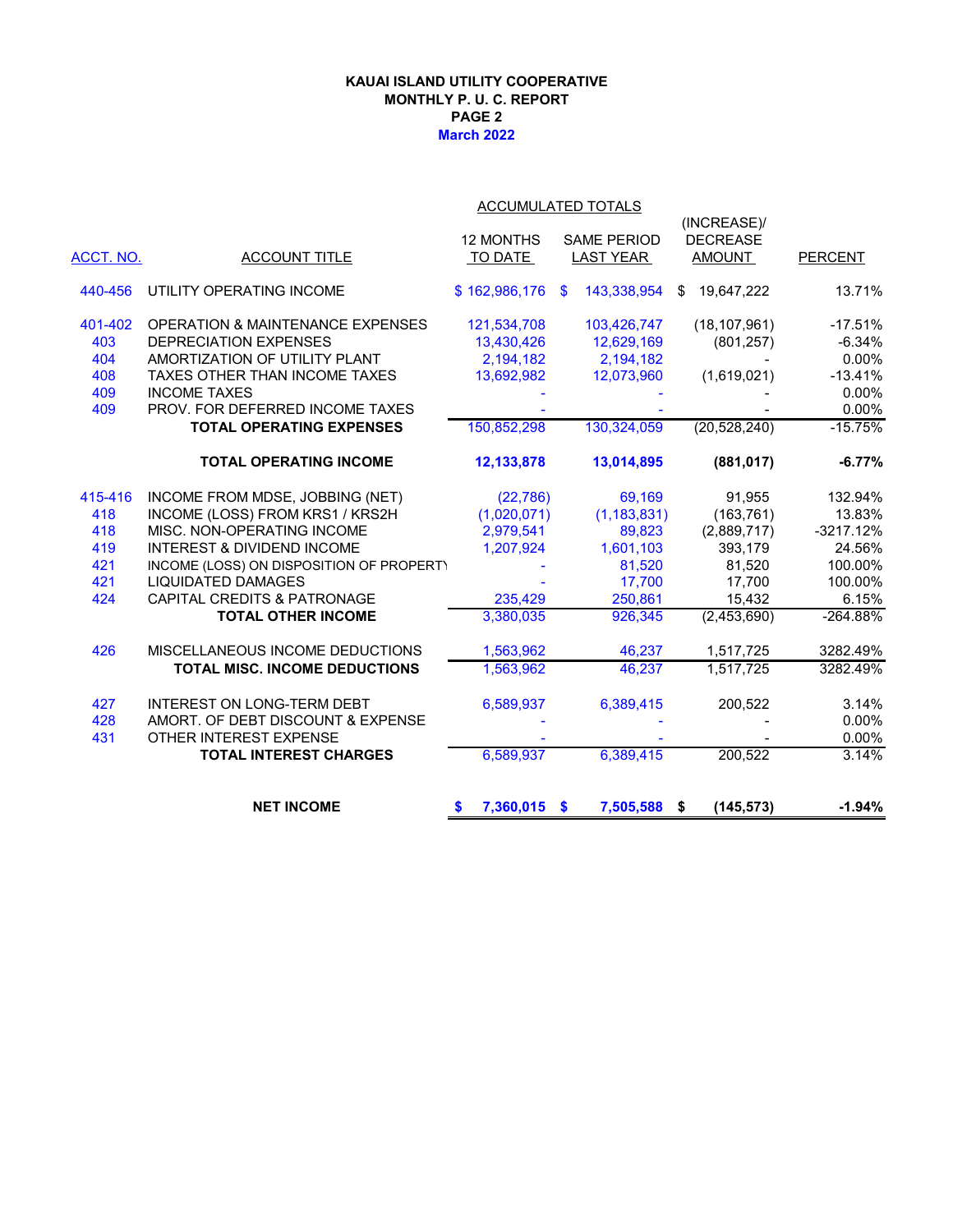**KAUAI ISLAND UTILITY COOPERATIVE**
**MONTHLY P. U. C. REPORT**
**PAGE 2**
**March 2022**

| ACCT. NO. | ACCOUNT TITLE | ACCUMULATED TOTALS 12 MONTHS TO DATE | SAME PERIOD LAST YEAR | (INCREASE)/ DECREASE AMOUNT | PERCENT |
|---|---|---|---|---|---|
| 440-456 | UTILITY OPERATING INCOME | $ 162,986,176 | $ 143,338,954 | $ 19,647,222 | 13.71% |
| 401-402 | OPERATION & MAINTENANCE EXPENSES | 121,534,708 | 103,426,747 | (18,107,961) | -17.51% |
| 403 | DEPRECIATION EXPENSES | 13,430,426 | 12,629,169 | (801,257) | -6.34% |
| 404 | AMORTIZATION OF UTILITY PLANT | 2,194,182 | 2,194,182 | - | 0.00% |
| 408 | TAXES OTHER THAN INCOME TAXES | 13,692,982 | 12,073,960 | (1,619,021) | -13.41% |
| 409 | INCOME TAXES | - | - | - | 0.00% |
| 409 | PROV. FOR DEFERRED INCOME TAXES | - | - | - | 0.00% |
| | **TOTAL OPERATING EXPENSES** | 150,852,298 | 130,324,059 | (20,528,240) | -15.75% |
| | **TOTAL OPERATING INCOME** | **12,133,878** | **13,014,895** | **(881,017)** | **-6.77%** |
| 415-416 | INCOME FROM MDSE, JOBBING (NET) | (22,786) | 69,169 | 91,955 | 132.94% |
| 418 | INCOME (LOSS) FROM KRS1 / KRS2H | (1,020,071) | (1,183,831) | (163,761) | 13.83% |
| 418 | MISC. NON-OPERATING INCOME | 2,979,541 | 89,823 | (2,889,717) | -3217.12% |
| 419 | INTEREST & DIVIDEND INCOME | 1,207,924 | 1,601,103 | 393,179 | 24.56% |
| 421 | INCOME (LOSS) ON DISPOSITION OF PROPERTY | - | 81,520 | 81,520 | 100.00% |
| 421 | LIQUIDATED DAMAGES | - | 17,700 | 17,700 | 100.00% |
| 424 | CAPITAL CREDITS & PATRONAGE | 235,429 | 250,861 | 15,432 | 6.15% |
| | **TOTAL OTHER INCOME** | 3,380,035 | 926,345 | (2,453,690) | -264.88% |
| 426 | MISCELLANEOUS INCOME DEDUCTIONS | 1,563,962 | 46,237 | 1,517,725 | 3282.49% |
| | **TOTAL MISC. INCOME DEDUCTIONS** | 1,563,962 | 46,237 | 1,517,725 | 3282.49% |
| 427 | INTEREST ON LONG-TERM DEBT | 6,589,937 | 6,389,415 | 200,522 | 3.14% |
| 428 | AMORT. OF DEBT DISCOUNT & EXPENSE | - | - | - | 0.00% |
| 431 | OTHER INTEREST EXPENSE | - | - | - | 0.00% |
| | **TOTAL INTEREST CHARGES** | 6,589,937 | 6,389,415 | 200,522 | 3.14% |
| | **NET INCOME** | **$ 7,360,015** | **$ 7,505,588** | **$ (145,573)** | **-1.94%** |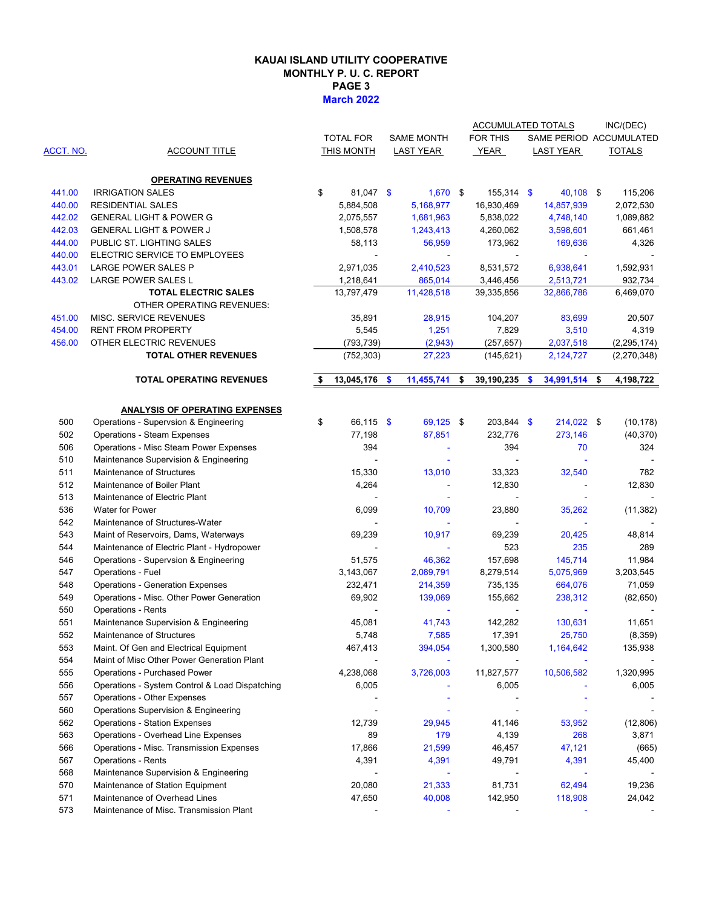# KAUAI ISLAND UTILITY COOPERATIVE
## MONTHLY P. U. C. REPORT
## PAGE 3
## March 2022

| ACCT. NO. | ACCOUNT TITLE | TOTAL FOR THIS MONTH | SAME MONTH LAST YEAR | ACCUMULATED TOTALS FOR THIS YEAR | ACCUMULATED TOTALS SAME PERIOD LAST YEAR | INC/(DEC) ACCUMULATED TOTALS |
|---|---|---|---|---|---|---|
| | **OPERATING REVENUES** | | | | | |
| 441.00 | IRRIGATION SALES | $ 81,047 | $ 1,670 | $ 155,314 | $ 40,108 | $ 115,206 |
| 440.00 | RESIDENTIAL SALES | 5,884,508 | 5,168,977 | 16,930,469 | 14,857,939 | 2,072,530 |
| 442.02 | GENERAL LIGHT & POWER G | 2,075,557 | 1,681,963 | 5,838,022 | 4,748,140 | 1,089,882 |
| 442.03 | GENERAL LIGHT & POWER J | 1,508,578 | 1,243,413 | 4,260,062 | 3,598,601 | 661,461 |
| 444.00 | PUBLIC ST. LIGHTING SALES | 58,113 | 56,959 | 173,962 | 169,636 | 4,326 |
| 440.00 | ELECTRIC SERVICE TO EMPLOYEES | - | - | - | - | - |
| 443.01 | LARGE POWER SALES P | 2,971,035 | 2,410,523 | 8,531,572 | 6,938,641 | 1,592,931 |
| 443.02 | LARGE POWER SALES L | 1,218,641 | 865,014 | 3,446,456 | 2,513,721 | 932,734 |
| | **TOTAL ELECTRIC SALES** | 13,797,479 | 11,428,518 | 39,335,856 | 32,866,786 | 6,469,070 |
| | OTHER OPERATING REVENUES: | | | | | |
| 451.00 | MISC. SERVICE REVENUES | 35,891 | 28,915 | 104,207 | 83,699 | 20,507 |
| 454.00 | RENT FROM PROPERTY | 5,545 | 1,251 | 7,829 | 3,510 | 4,319 |
| 456.00 | OTHER ELECTRIC REVENUES | (793,739) | (2,943) | (257,657) | 2,037,518 | (2,295,174) |
| | **TOTAL OTHER REVENUES** | (752,303) | 27,223 | (145,621) | 2,124,727 | (2,270,348) |
| | **TOTAL OPERATING REVENUES** | **$ 13,045,176** | **$ 11,455,741** | **$ 39,190,235** | **$ 34,991,514** | **$ 4,198,722** |
| | **ANALYSIS OF OPERATING EXPENSES** | | | | | |
| 500 | Operations - Supervsion & Engineering | $ 66,115 | $ 69,125 | $ 203,844 | $ 214,022 | $ (10,178) |
| 502 | Operations - Steam Expenses | 77,198 | 87,851 | 232,776 | 273,146 | (40,370) |
| 506 | Operations - Misc Steam Power Expenses | 394 | - | 394 | 70 | 324 |
| 510 | Maintenance Supervision & Engineering | - | - | - | - | - |
| 511 | Maintenance of Structures | 15,330 | 13,010 | 33,323 | 32,540 | 782 |
| 512 | Maintenance of Boiler Plant | 4,264 | - | 12,830 | - | 12,830 |
| 513 | Maintenance of Electric Plant | - | - | - | - | - |
| 536 | Water for Power | 6,099 | 10,709 | 23,880 | 35,262 | (11,382) |
| 542 | Maintenance of Structures-Water | - | - | - | - | - |
| 543 | Maint of Reservoirs, Dams, Waterways | 69,239 | 10,917 | 69,239 | 20,425 | 48,814 |
| 544 | Maintenance of Electric Plant - Hydropower | - | - | 523 | 235 | 289 |
| 546 | Operations - Supervsion & Engineering | 51,575 | 46,362 | 157,698 | 145,714 | 11,984 |
| 547 | Operations - Fuel | 3,143,067 | 2,089,791 | 8,279,514 | 5,075,969 | 3,203,545 |
| 548 | Operations - Generation Expenses | 232,471 | 214,359 | 735,135 | 664,076 | 71,059 |
| 549 | Operations - Misc. Other Power Generation | 69,902 | 139,069 | 155,662 | 238,312 | (82,650) |
| 550 | Operations - Rents | - | - | - | - | - |
| 551 | Maintenance Supervision & Engineering | 45,081 | 41,743 | 142,282 | 130,631 | 11,651 |
| 552 | Maintenance of Structures | 5,748 | 7,585 | 17,391 | 25,750 | (8,359) |
| 553 | Maint. Of Gen and Electrical Equipment | 467,413 | 394,054 | 1,300,580 | 1,164,642 | 135,938 |
| 554 | Maint of Misc Other Power Generation Plant | - | - | - | - | - |
| 555 | Operations - Purchased Power | 4,238,068 | 3,726,003 | 11,827,577 | 10,506,582 | 1,320,995 |
| 556 | Operations - System Control & Load Dispatching | 6,005 | - | 6,005 | - | 6,005 |
| 557 | Operations - Other Expenses | - | - | - | - | - |
| 560 | Operations Supervision & Engineering | - | - | - | - | - |
| 562 | Operations - Station Expenses | 12,739 | 29,945 | 41,146 | 53,952 | (12,806) |
| 563 | Operations - Overhead Line Expenses | 89 | 179 | 4,139 | 268 | 3,871 |
| 566 | Operations - Misc. Transmission Expenses | 17,866 | 21,599 | 46,457 | 47,121 | (665) |
| 567 | Operations - Rents | 4,391 | 4,391 | 49,791 | 4,391 | 45,400 |
| 568 | Maintenance Supervision & Engineering | - | - | - | - | - |
| 570 | Maintenance of Station Equipment | 20,080 | 21,333 | 81,731 | 62,494 | 19,236 |
| 571 | Maintenance of Overhead Lines | 47,650 | 40,008 | 142,950 | 118,908 | 24,042 |
| 573 | Maintenance of Misc. Transmission Plant | - | - | - | - | - |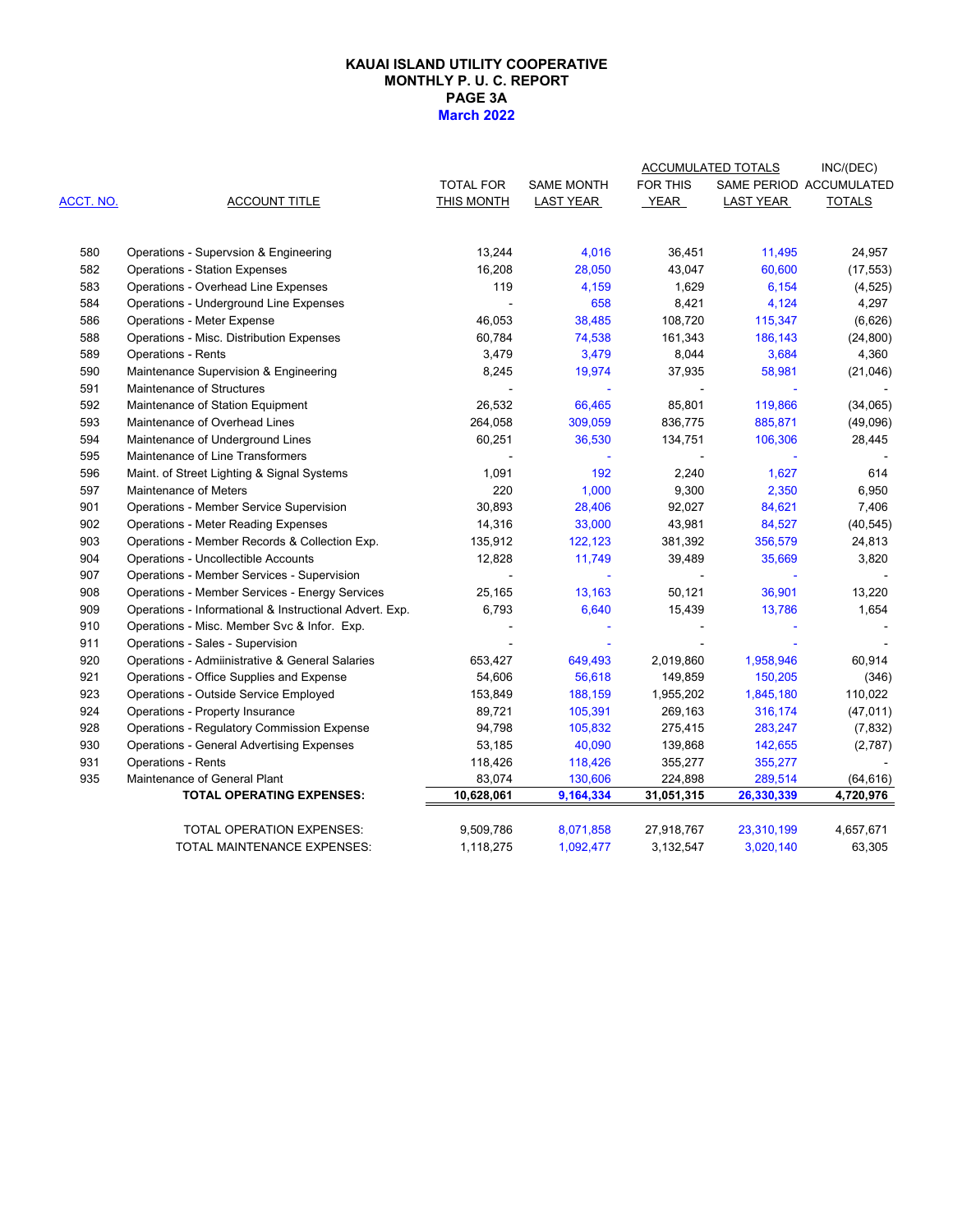**KAUAI ISLAND UTILITY COOPERATIVE**
**MONTHLY P. U. C. REPORT**
**PAGE 3A**
**March 2022**

| ACCT. NO. | ACCOUNT TITLE | TOTAL FOR THIS MONTH | SAME MONTH LAST YEAR | ACCUMULATED TOTALS FOR THIS YEAR | ACCUMULATED TOTALS SAME PERIOD LAST YEAR | INC/(DEC) ACCUMULATED TOTALS |
|---|---|---|---|---|---|---|
| 580 | Operations - Supervsion & Engineering | 13,244 | 4,016 | 36,451 | 11,495 | 24,957 |
| 582 | Operations - Station Expenses | 16,208 | 28,050 | 43,047 | 60,600 | (17,553) |
| 583 | Operations - Overhead Line Expenses | 119 | 4,159 | 1,629 | 6,154 | (4,525) |
| 584 | Operations - Underground Line Expenses | - | 658 | 8,421 | 4,124 | 4,297 |
| 586 | Operations - Meter Expense | 46,053 | 38,485 | 108,720 | 115,347 | (6,626) |
| 588 | Operations - Misc. Distribution Expenses | 60,784 | 74,538 | 161,343 | 186,143 | (24,800) |
| 589 | Operations - Rents | 3,479 | 3,479 | 8,044 | 3,684 | 4,360 |
| 590 | Maintenance Supervision & Engineering | 8,245 | 19,974 | 37,935 | 58,981 | (21,046) |
| 591 | Maintenance of Structures | - | - | - | - | - |
| 592 | Maintenance of Station Equipment | 26,532 | 66,465 | 85,801 | 119,866 | (34,065) |
| 593 | Maintenance of Overhead Lines | 264,058 | 309,059 | 836,775 | 885,871 | (49,096) |
| 594 | Maintenance of Underground Lines | 60,251 | 36,530 | 134,751 | 106,306 | 28,445 |
| 595 | Maintenance of Line Transformers | - | - | - | - | - |
| 596 | Maint. of Street Lighting & Signal Systems | 1,091 | 192 | 2,240 | 1,627 | 614 |
| 597 | Maintenance of Meters | 220 | 1,000 | 9,300 | 2,350 | 6,950 |
| 901 | Operations - Member Service Supervision | 30,893 | 28,406 | 92,027 | 84,621 | 7,406 |
| 902 | Operations - Meter Reading Expenses | 14,316 | 33,000 | 43,981 | 84,527 | (40,545) |
| 903 | Operations - Member Records & Collection Exp. | 135,912 | 122,123 | 381,392 | 356,579 | 24,813 |
| 904 | Operations - Uncollectible Accounts | 12,828 | 11,749 | 39,489 | 35,669 | 3,820 |
| 907 | Operations - Member Services - Supervision | - | - | - | - | - |
| 908 | Operations - Member Services - Energy Services | 25,165 | 13,163 | 50,121 | 36,901 | 13,220 |
| 909 | Operations - Informational & Instructional Advert. Exp. | 6,793 | 6,640 | 15,439 | 13,786 | 1,654 |
| 910 | Operations - Misc. Member Svc & Infor. Exp. | - | - | - | - | - |
| 911 | Operations - Sales - Supervision | - | - | - | - | - |
| 920 | Operations - Admiinistrative & General Salaries | 653,427 | 649,493 | 2,019,860 | 1,958,946 | 60,914 |
| 921 | Operations - Office Supplies and Expense | 54,606 | 56,618 | 149,859 | 150,205 | (346) |
| 923 | Operations - Outside Service Employed | 153,849 | 188,159 | 1,955,202 | 1,845,180 | 110,022 |
| 924 | Operations - Property Insurance | 89,721 | 105,391 | 269,163 | 316,174 | (47,011) |
| 928 | Operations - Regulatory Commission Expense | 94,798 | 105,832 | 275,415 | 283,247 | (7,832) |
| 930 | Operations - General Advertising Expenses | 53,185 | 40,090 | 139,868 | 142,655 | (2,787) |
| 931 | Operations - Rents | 118,426 | 118,426 | 355,277 | 355,277 | - |
| 935 | Maintenance of General Plant | 83,074 | 130,606 | 224,898 | 289,514 | (64,616) |
| | **TOTAL OPERATING EXPENSES:** | **10,628,061** | **9,164,334** | **31,051,315** | **26,330,339** | **4,720,976** |
| | TOTAL OPERATION EXPENSES: | 9,509,786 | 8,071,858 | 27,918,767 | 23,310,199 | 4,657,671 |
| | TOTAL MAINTENANCE EXPENSES: | 1,118,275 | 1,092,477 | 3,132,547 | 3,020,140 | 63,305 |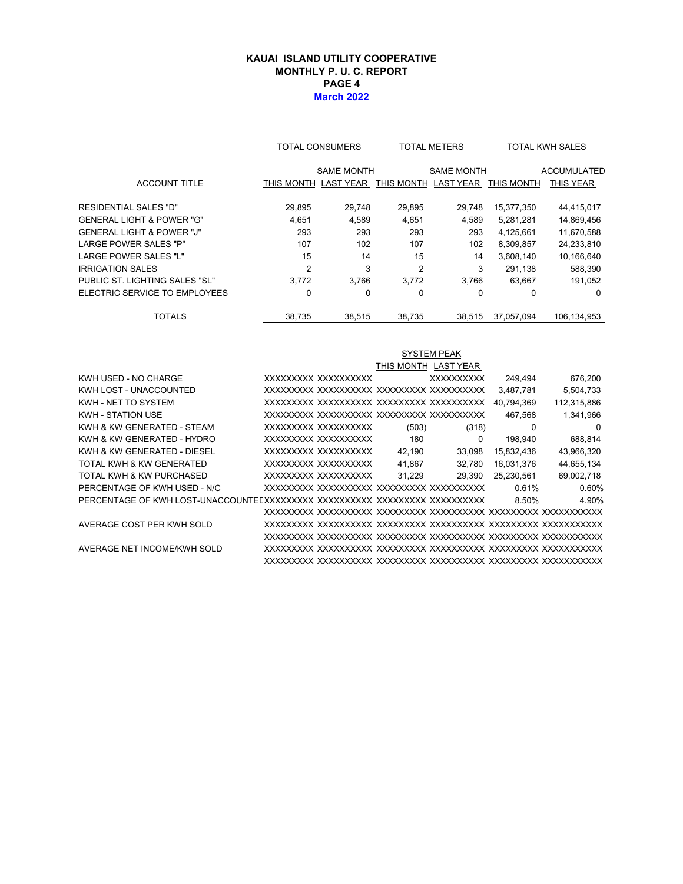**KAUAI ISLAND UTILITY COOPERATIVE**
**MONTHLY P. U. C. REPORT**
**PAGE 4**
**March 2022**

| ACCOUNT TITLE | TOTAL CONSUMERS THIS MONTH | TOTAL CONSUMERS SAME MONTH LAST YEAR | TOTAL METERS THIS MONTH | TOTAL METERS SAME MONTH LAST YEAR | TOTAL KWH SALES THIS MONTH | TOTAL KWH SALES ACCUMULATED THIS YEAR |
|---|---|---|---|---|---|---|
| RESIDENTIAL SALES "D" | 29,895 | 29,748 | 29,895 | 29,748 | 15,377,350 | 44,415,017 |
| GENERAL LIGHT & POWER "G" | 4,651 | 4,589 | 4,651 | 4,589 | 5,281,281 | 14,869,456 |
| GENERAL LIGHT & POWER "J" | 293 | 293 | 293 | 293 | 4,125,661 | 11,670,588 |
| LARGE POWER SALES "P" | 107 | 102 | 107 | 102 | 8,309,857 | 24,233,810 |
| LARGE POWER SALES "L" | 15 | 14 | 15 | 14 | 3,608,140 | 10,166,640 |
| IRRIGATION SALES | 2 | 3 | 2 | 3 | 291,138 | 588,390 |
| PUBLIC ST. LIGHTING SALES "SL" | 3,772 | 3,766 | 3,772 | 3,766 | 63,667 | 191,052 |
| ELECTRIC SERVICE TO EMPLOYEES | 0 | 0 | 0 | 0 | 0 | 0 |
| TOTALS | 38,735 | 38,515 | 38,735 | 38,515 | 37,057,094 | 106,134,953 |

| | | | SYSTEM PEAK THIS MONTH | SYSTEM PEAK LAST YEAR | | |
|---|---|---|---|---|---|---|
| KWH USED - NO CHARGE | XXXXXXXXX | XXXXXXXXXX | | XXXXXXXXXX | 249,494 | 676,200 |
| KWH LOST - UNACCOUNTED | XXXXXXXXX | XXXXXXXXXX | XXXXXXXXX | XXXXXXXXXX | 3,487,781 | 5,504,733 |
| KWH - NET TO SYSTEM | XXXXXXXXX | XXXXXXXXXX | XXXXXXXXX | XXXXXXXXXX | 40,794,369 | 112,315,886 |
| KWH - STATION USE | XXXXXXXXX | XXXXXXXXXX | XXXXXXXXX | XXXXXXXXXX | 467,568 | 1,341,966 |
| KWH & KW GENERATED - STEAM | XXXXXXXXX | XXXXXXXXXX | (503) | (318) | 0 | 0 |
| KWH & KW GENERATED - HYDRO | XXXXXXXXX | XXXXXXXXXX | 180 | 0 | 198,940 | 688,814 |
| KWH & KW GENERATED - DIESEL | XXXXXXXXX | XXXXXXXXXX | 42,190 | 33,098 | 15,832,436 | 43,966,320 |
| TOTAL KWH & KW GENERATED | XXXXXXXXX | XXXXXXXXXX | 41,867 | 32,780 | 16,031,376 | 44,655,134 |
| TOTAL KWH & KW PURCHASED | XXXXXXXXX | XXXXXXXXXX | 31,229 | 29,390 | 25,230,561 | 69,002,718 |
| PERCENTAGE OF KWH USED - N/C | XXXXXXXXX | XXXXXXXXXX | XXXXXXXXX | XXXXXXXXXX | 0.61% | 0.60% |
| PERCENTAGE OF KWH LOST-UNACCOUNTED | XXXXXXXXX | XXXXXXXXXX | XXXXXXXXX | XXXXXXXXXX | 8.50% | 4.90% |
| | XXXXXXXXX | XXXXXXXXXX | XXXXXXXXX | XXXXXXXXXX | XXXXXXXXX | XXXXXXXXXX |
| AVERAGE COST PER KWH SOLD | XXXXXXXXX | XXXXXXXXXX | XXXXXXXXX | XXXXXXXXXX | XXXXXXXXX | XXXXXXXXXX |
| | XXXXXXXXX | XXXXXXXXXX | XXXXXXXXX | XXXXXXXXXX | XXXXXXXXX | XXXXXXXXXX |
| AVERAGE NET INCOME/KWH SOLD | XXXXXXXXX | XXXXXXXXXX | XXXXXXXXX | XXXXXXXXXX | XXXXXXXXX | XXXXXXXXXX |
| | XXXXXXXXX | XXXXXXXXXX | XXXXXXXXX | XXXXXXXXXX | XXXXXXXXX | XXXXXXXXXX |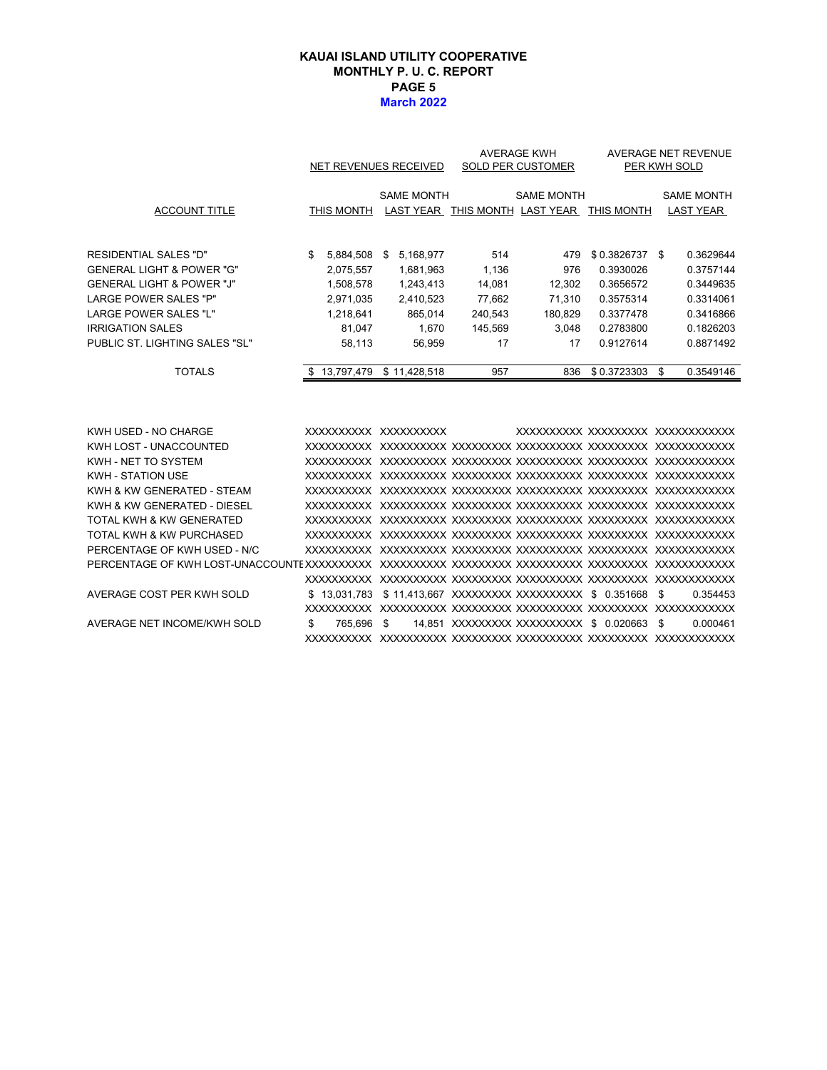**KAUAI ISLAND UTILITY COOPERATIVE**
**MONTHLY P. U. C. REPORT**
**PAGE 5**
**March 2022**

| ACCOUNT TITLE | NET REVENUES RECEIVED THIS MONTH | NET REVENUES RECEIVED SAME MONTH LAST YEAR | AVERAGE KWH SOLD PER CUSTOMER THIS MONTH | AVERAGE KWH SOLD PER CUSTOMER SAME MONTH LAST YEAR | AVERAGE NET REVENUE PER KWH SOLD THIS MONTH | AVERAGE NET REVENUE PER KWH SOLD SAME MONTH LAST YEAR |
|---|---|---|---|---|---|---|
| RESIDENTIAL SALES "D" | $ 5,884,508 | $ 5,168,977 | 514 | 479 | $ 0.3826737 | $ 0.3629644 |
| GENERAL LIGHT & POWER "G" | 2,075,557 | 1,681,963 | 1,136 | 976 | 0.3930026 | 0.3757144 |
| GENERAL LIGHT & POWER "J" | 1,508,578 | 1,243,413 | 14,081 | 12,302 | 0.3656572 | 0.3449635 |
| LARGE POWER SALES "P" | 2,971,035 | 2,410,523 | 77,662 | 71,310 | 0.3575314 | 0.3314061 |
| LARGE POWER SALES "L" | 1,218,641 | 865,014 | 240,543 | 180,829 | 0.3377478 | 0.3416866 |
| IRRIGATION SALES | 81,047 | 1,670 | 145,569 | 3,048 | 0.2783800 | 0.1826203 |
| PUBLIC ST. LIGHTING SALES "SL" | 58,113 | 56,959 | 17 | 17 | 0.9127614 | 0.8871492 |
| TOTALS | $ 13,797,479 | $ 11,428,518 | 957 | 836 | $ 0.3723303 | $ 0.3549146 |

| | | | | | | |
|---|---|---|---|---|---|---|
| KWH USED - NO CHARGE | XXXXXXXXXX | XXXXXXXXXX | | XXXXXXXXXX | XXXXXXXXX | XXXXXXXXXXXX |
| KWH LOST - UNACCOUNTED | XXXXXXXXXX | XXXXXXXXXX | XXXXXXXXX | XXXXXXXXXX | XXXXXXXXX | XXXXXXXXXXXX |
| KWH - NET TO SYSTEM | XXXXXXXXXX | XXXXXXXXXX | XXXXXXXXX | XXXXXXXXXX | XXXXXXXXX | XXXXXXXXXXXX |
| KWH - STATION USE | XXXXXXXXXX | XXXXXXXXXX | XXXXXXXXX | XXXXXXXXXX | XXXXXXXXX | XXXXXXXXXXXX |
| KWH & KW GENERATED - STEAM | XXXXXXXXXX | XXXXXXXXXX | XXXXXXXXX | XXXXXXXXXX | XXXXXXXXX | XXXXXXXXXXXX |
| KWH & KW GENERATED - DIESEL | XXXXXXXXXX | XXXXXXXXXX | XXXXXXXXX | XXXXXXXXXX | XXXXXXXXX | XXXXXXXXXXXX |
| TOTAL KWH & KW GENERATED | XXXXXXXXXX | XXXXXXXXXX | XXXXXXXXX | XXXXXXXXXX | XXXXXXXXX | XXXXXXXXXXXX |
| TOTAL KWH & KW PURCHASED | XXXXXXXXXX | XXXXXXXXXX | XXXXXXXXX | XXXXXXXXXX | XXXXXXXXX | XXXXXXXXXXXX |
| PERCENTAGE OF KWH USED - N/C | XXXXXXXXXX | XXXXXXXXXX | XXXXXXXXX | XXXXXXXXXX | XXXXXXXXX | XXXXXXXXXXXX |
| PERCENTAGE OF KWH LOST-UNACCOUNTE | XXXXXXXXXX | XXXXXXXXXX | XXXXXXXXX | XXXXXXXXXX | XXXXXXXXX | XXXXXXXXXXXX |
| | XXXXXXXXXX | XXXXXXXXXX | XXXXXXXXX | XXXXXXXXXX | XXXXXXXXX | XXXXXXXXXXXX |
| AVERAGE COST PER KWH SOLD | $ 13,031,783 | $ 11,413,667 | XXXXXXXXX | XXXXXXXXXX | $ 0.351668 | $ 0.354453 |
| | XXXXXXXXXX | XXXXXXXXXX | XXXXXXXXX | XXXXXXXXXX | XXXXXXXXX | XXXXXXXXXXXX |
| AVERAGE NET INCOME/KWH SOLD | $ 765,696 | $ 14,851 | XXXXXXXXX | XXXXXXXXXX | $ 0.020663 | $ 0.000461 |
| | XXXXXXXXXX | XXXXXXXXXX | XXXXXXXXX | XXXXXXXXXX | XXXXXXXXX | XXXXXXXXXXXX |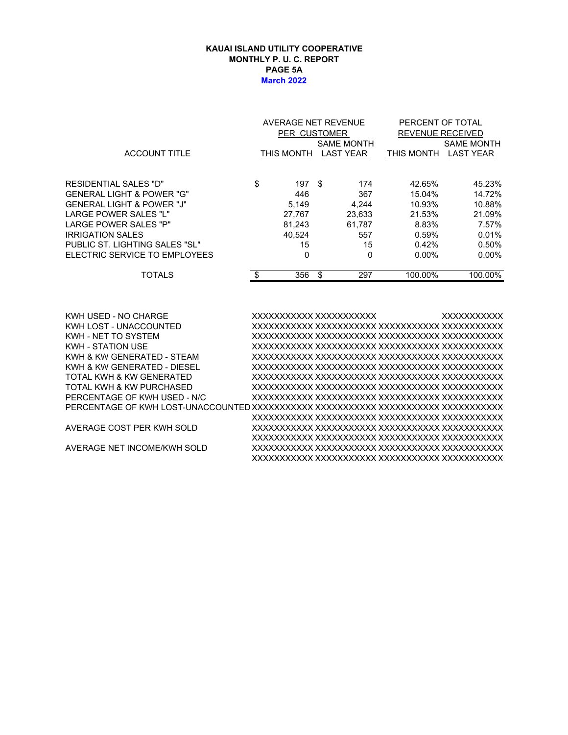**KAUAI ISLAND UTILITY COOPERATIVE**
**MONTHLY P. U. C. REPORT**
**PAGE 5A**
**March 2022**

| ACCOUNT TITLE | AVERAGE NET REVENUE PER CUSTOMER THIS MONTH | SAME MONTH LAST YEAR | PERCENT OF TOTAL REVENUE RECEIVED THIS MONTH | SAME MONTH LAST YEAR |
|---|---|---|---|---|
| RESIDENTIAL SALES "D" | $ 197 | $ 174 | 42.65% | 45.23% |
| GENERAL LIGHT & POWER "G" | 446 | 367 | 15.04% | 14.72% |
| GENERAL LIGHT & POWER "J" | 5,149 | 4,244 | 10.93% | 10.88% |
| LARGE POWER SALES "L" | 27,767 | 23,633 | 21.53% | 21.09% |
| LARGE POWER SALES "P" | 81,243 | 61,787 | 8.83% | 7.57% |
| IRRIGATION SALES | 40,524 | 557 | 0.59% | 0.01% |
| PUBLIC ST. LIGHTING SALES "SL" | 15 | 15 | 0.42% | 0.50% |
| ELECTRIC SERVICE TO EMPLOYEES | 0 | 0 | 0.00% | 0.00% |
| TOTALS | $ 356 | $ 297 | 100.00% | 100.00% |

| | | | | |
|---|---|---|---|---|
| KWH USED - NO CHARGE | XXXXXXXXXX | XXXXXXXXXX | | XXXXXXXXXX |
| KWH LOST - UNACCOUNTED | XXXXXXXXXX | XXXXXXXXXX | XXXXXXXXXX | XXXXXXXXXX |
| KWH - NET TO SYSTEM | XXXXXXXXXX | XXXXXXXXXX | XXXXXXXXXX | XXXXXXXXXX |
| KWH - STATION USE | XXXXXXXXXX | XXXXXXXXXX | XXXXXXXXXX | XXXXXXXXXX |
| KWH & KW GENERATED - STEAM | XXXXXXXXXX | XXXXXXXXXX | XXXXXXXXXX | XXXXXXXXXX |
| KWH & KW GENERATED - DIESEL | XXXXXXXXXX | XXXXXXXXXX | XXXXXXXXXX | XXXXXXXXXX |
| TOTAL KWH & KW GENERATED | XXXXXXXXXX | XXXXXXXXXX | XXXXXXXXXX | XXXXXXXXXX |
| TOTAL KWH & KW PURCHASED | XXXXXXXXXX | XXXXXXXXXX | XXXXXXXXXX | XXXXXXXXXX |
| PERCENTAGE OF KWH USED - N/C | XXXXXXXXXX | XXXXXXXXXX | XXXXXXXXXX | XXXXXXXXXX |
| PERCENTAGE OF KWH LOST-UNACCOUNTED | XXXXXXXXXX | XXXXXXXXXX | XXXXXXXXXX | XXXXXXXXXX |
| | XXXXXXXXXX | XXXXXXXXXX | XXXXXXXXXX | XXXXXXXXXX |
| AVERAGE COST PER KWH SOLD | XXXXXXXXXX | XXXXXXXXXX | XXXXXXXXXX | XXXXXXXXXX |
| | XXXXXXXXXX | XXXXXXXXXX | XXXXXXXXXX | XXXXXXXXXX |
| AVERAGE NET INCOME/KWH SOLD | XXXXXXXXXX | XXXXXXXXXX | XXXXXXXXXX | XXXXXXXXXX |
| | XXXXXXXXXX | XXXXXXXXXX | XXXXXXXXXX | XXXXXXXXXX |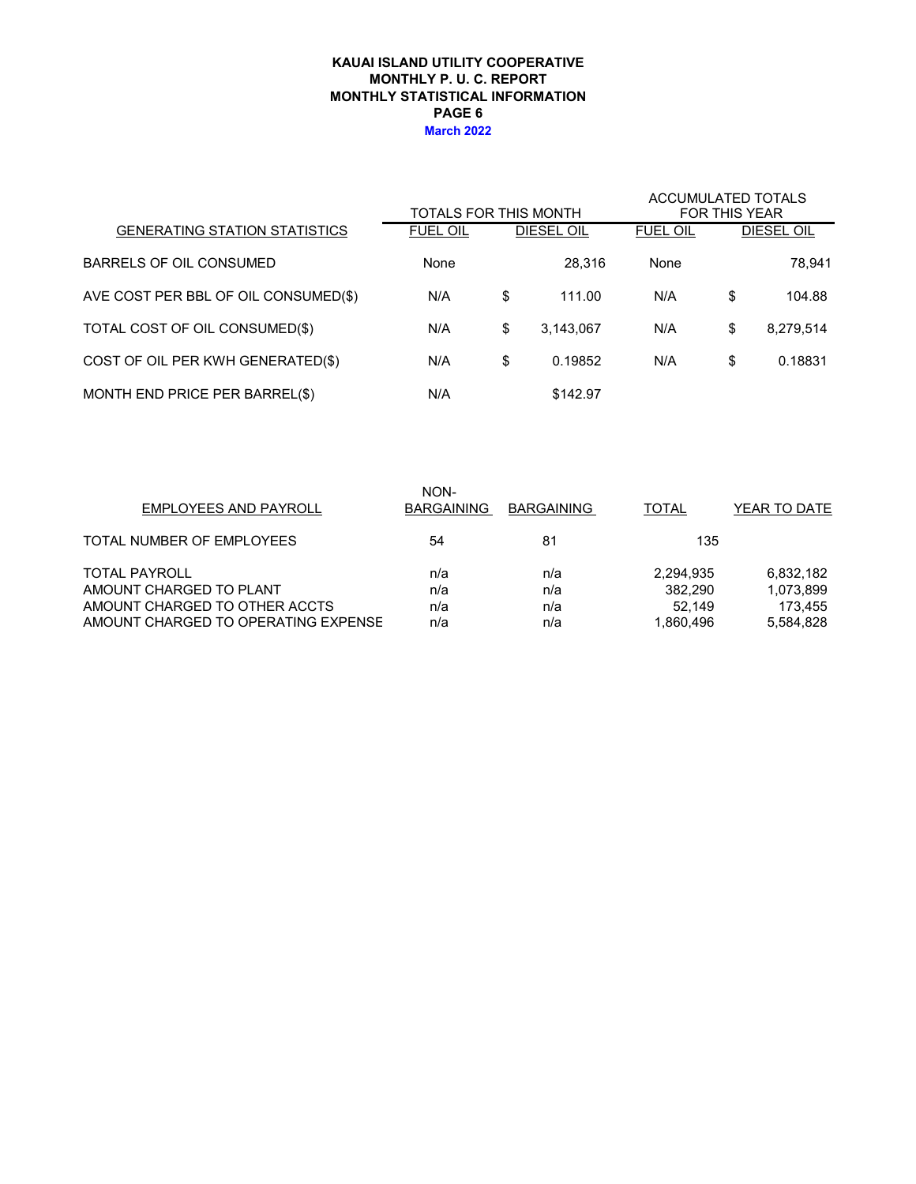**KAUAI ISLAND UTILITY COOPERATIVE**
**MONTHLY P. U. C. REPORT**
**MONTHLY STATISTICAL INFORMATION**
**PAGE 6**
**March 2022**

| GENERATING STATION STATISTICS | TOTALS FOR THIS MONTH | | ACCUMULATED TOTALS FOR THIS YEAR | |
|---|---|---|---|---|
| | FUEL OIL | DIESEL OIL | FUEL OIL | DIESEL OIL |
| BARRELS OF OIL CONSUMED | None | 28,316 | None | 78,941 |
| AVE COST PER BBL OF OIL CONSUMED($) | N/A | $ 111.00 | N/A | $ 104.88 |
| TOTAL COST OF OIL CONSUMED($) | N/A | $ 3,143,067 | N/A | $ 8,279,514 |
| COST OF OIL PER KWH GENERATED($) | N/A | $ 0.19852 | N/A | $ 0.18831 |
| MONTH END PRICE PER BARREL($) | N/A | $142.97 | | |

| EMPLOYEES AND PAYROLL | NON-BARGAINING | BARGAINING | TOTAL | YEAR TO DATE |
|---|---|---|---|---|
| TOTAL NUMBER OF EMPLOYEES | 54 | 81 | 135 | |
| TOTAL PAYROLL | n/a | n/a | 2,294,935 | 6,832,182 |
| AMOUNT CHARGED TO PLANT | n/a | n/a | 382,290 | 1,073,899 |
| AMOUNT CHARGED TO OTHER ACCTS | n/a | n/a | 52,149 | 173,455 |
| AMOUNT CHARGED TO OPERATING EXPENSE | n/a | n/a | 1,860,496 | 5,584,828 |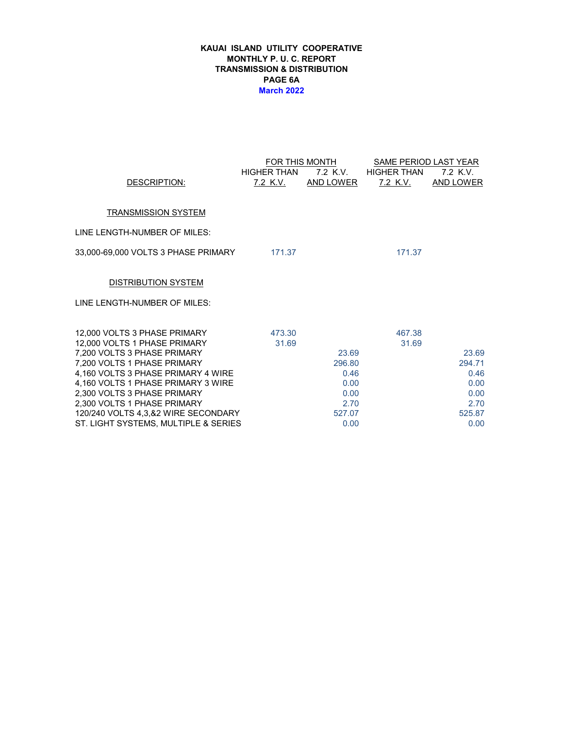**KAUAI ISLAND UTILITY COOPERATIVE**
**MONTHLY P. U. C. REPORT**
**TRANSMISSION & DISTRIBUTION**
**PAGE 6A**
**March 2022**

| DESCRIPTION: | FOR THIS MONTH | | SAME PERIOD LAST YEAR | |
|---|---|---|---|---|
| | HIGHER THAN 7.2 K.V. | 7.2 K.V. AND LOWER | HIGHER THAN 7.2 K.V. | 7.2 K.V. AND LOWER |
| TRANSMISSION SYSTEM | | | | |
| LINE LENGTH-NUMBER OF MILES: | | | | |
| 33,000-69,000 VOLTS 3 PHASE PRIMARY | 171.37 | | 171.37 | |
| DISTRIBUTION SYSTEM | | | | |
| LINE LENGTH-NUMBER OF MILES: | | | | |
| 12,000 VOLTS 3 PHASE PRIMARY | 473.30 | | 467.38 | |
| 12,000 VOLTS 1 PHASE PRIMARY | 31.69 | | 31.69 | |
| 7,200 VOLTS 3 PHASE PRIMARY | | 23.69 | | 23.69 |
| 7,200 VOLTS 1 PHASE PRIMARY | | 296.80 | | 294.71 |
| 4,160 VOLTS 3 PHASE PRIMARY 4 WIRE | | 0.46 | | 0.46 |
| 4,160 VOLTS 1 PHASE PRIMARY 3 WIRE | | 0.00 | | 0.00 |
| 2,300 VOLTS 3 PHASE PRIMARY | | 0.00 | | 0.00 |
| 2,300 VOLTS 1 PHASE PRIMARY | | 2.70 | | 2.70 |
| 120/240 VOLTS 4,3,&2 WIRE SECONDARY | | 527.07 | | 525.87 |
| ST. LIGHT SYSTEMS, MULTIPLE & SERIES | | 0.00 | | 0.00 |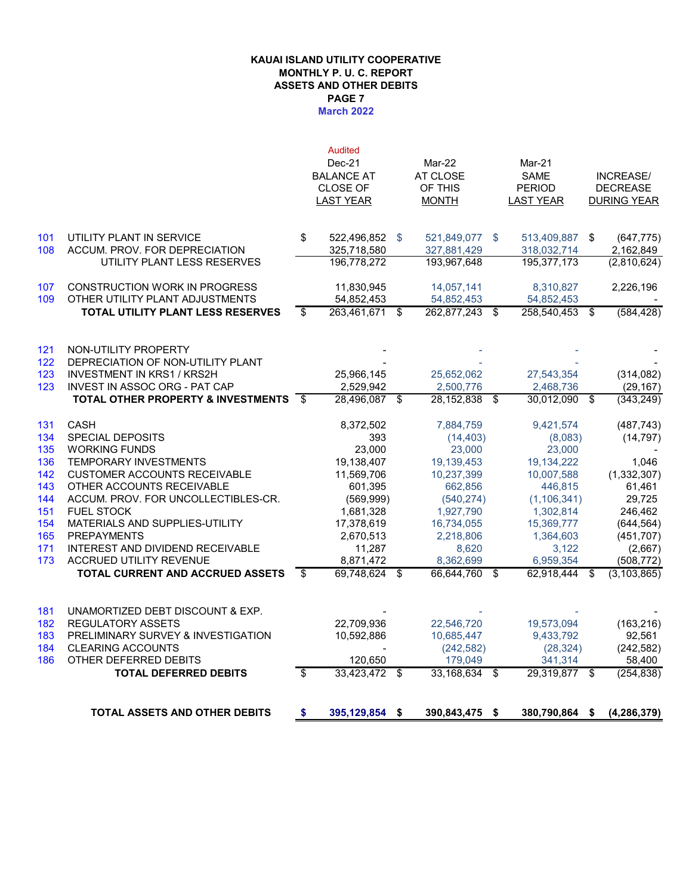# KAUAI ISLAND UTILITY COOPERATIVE
## MONTHLY P. U. C. REPORT
## ASSETS AND OTHER DEBITS
## PAGE 7
## March 2022

| | | Audited Dec-21 BALANCE AT CLOSE OF LAST YEAR | Mar-22 AT CLOSE OF THIS MONTH | Mar-21 SAME PERIOD LAST YEAR | INCREASE/ DECREASE DURING YEAR |
|---|---|---|---|---|---|
| 101 | UTILITY PLANT IN SERVICE | $ 522,496,852 | $ 521,849,077 | $ 513,409,887 | $ (647,775) |
| 108 | ACCUM. PROV. FOR DEPRECIATION | 325,718,580 | 327,881,429 | 318,032,714 | 2,162,849 |
| | UTILITY PLANT LESS RESERVES | 196,778,272 | 193,967,648 | 195,377,173 | (2,810,624) |
| 107 | CONSTRUCTION WORK IN PROGRESS | 11,830,945 | 14,057,141 | 8,310,827 | 2,226,196 |
| 109 | OTHER UTILITY PLANT ADJUSTMENTS | 54,852,453 | 54,852,453 | 54,852,453 | - |
| | **TOTAL UTILITY PLANT LESS RESERVES** | $ 263,461,671 | $ 262,877,243 | $ 258,540,453 | $ (584,428) |
| 121 | NON-UTILITY PROPERTY | - | - | - | - |
| 122 | DEPRECIATION OF NON-UTILITY PLANT | - | - | - | - |
| 123 | INVESTMENT IN KRS1 / KRS2H | 25,966,145 | 25,652,062 | 27,543,354 | (314,082) |
| 123 | INVEST IN ASSOC ORG - PAT CAP | 2,529,942 | 2,500,776 | 2,468,736 | (29,167) |
| | **TOTAL OTHER PROPERTY & INVESTMENTS** | $ 28,496,087 | $ 28,152,838 | $ 30,012,090 | $ (343,249) |
| 131 | CASH | 8,372,502 | 7,884,759 | 9,421,574 | (487,743) |
| 134 | SPECIAL DEPOSITS | 393 | (14,403) | (8,083) | (14,797) |
| 135 | WORKING FUNDS | 23,000 | 23,000 | 23,000 | - |
| 136 | TEMPORARY INVESTMENTS | 19,138,407 | 19,139,453 | 19,134,222 | 1,046 |
| 142 | CUSTOMER ACCOUNTS RECEIVABLE | 11,569,706 | 10,237,399 | 10,007,588 | (1,332,307) |
| 143 | OTHER ACCOUNTS RECEIVABLE | 601,395 | 662,856 | 446,815 | 61,461 |
| 144 | ACCUM. PROV. FOR UNCOLLECTIBLES-CR. | (569,999) | (540,274) | (1,106,341) | 29,725 |
| 151 | FUEL STOCK | 1,681,328 | 1,927,790 | 1,302,814 | 246,462 |
| 154 | MATERIALS AND SUPPLIES-UTILITY | 17,378,619 | 16,734,055 | 15,369,777 | (644,564) |
| 165 | PREPAYMENTS | 2,670,513 | 2,218,806 | 1,364,603 | (451,707) |
| 171 | INTEREST AND DIVIDEND RECEIVABLE | 11,287 | 8,620 | 3,122 | (2,667) |
| 173 | ACCRUED UTILITY REVENUE | 8,871,472 | 8,362,699 | 6,959,354 | (508,772) |
| | **TOTAL CURRENT AND ACCRUED ASSETS** | $ 69,748,624 | $ 66,644,760 | $ 62,918,444 | $ (3,103,865) |
| 181 | UNAMORTIZED DEBT DISCOUNT & EXP. | - | - | - | - |
| 182 | REGULATORY ASSETS | 22,709,936 | 22,546,720 | 19,573,094 | (163,216) |
| 183 | PRELIMINARY SURVEY & INVESTIGATION | 10,592,886 | 10,685,447 | 9,433,792 | 92,561 |
| 184 | CLEARING ACCOUNTS | - | (242,582) | (28,324) | (242,582) |
| 186 | OTHER DEFERRED DEBITS | 120,650 | 179,049 | 341,314 | 58,400 |
| | **TOTAL DEFERRED DEBITS** | $ 33,423,472 | $ 33,168,634 | $ 29,319,877 | $ (254,838) |
| | **TOTAL ASSETS AND OTHER DEBITS** | **$ 395,129,854** | **$ 390,843,475** | **$ 380,790,864** | **$ (4,286,379)** |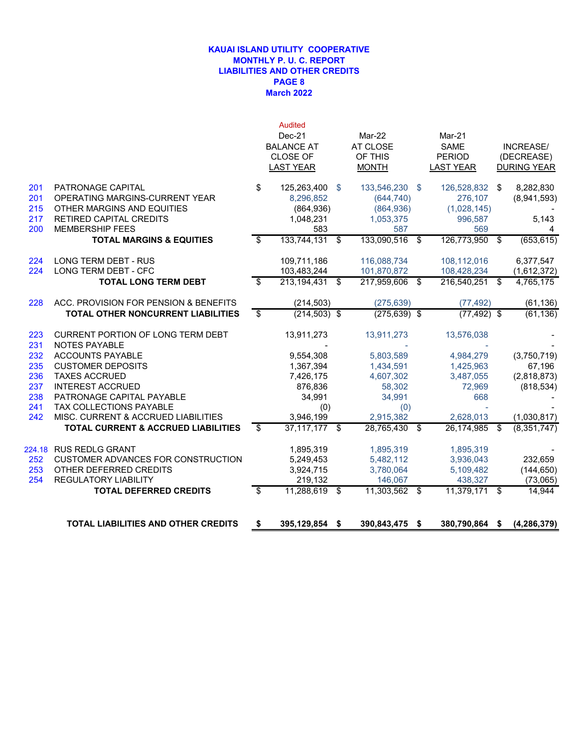**KAUAI ISLAND UTILITY COOPERATIVE**
**MONTHLY P. U. C. REPORT**
**LIABILITIES AND OTHER CREDITS**
**PAGE 8**
**March 2022**

| | | Audited Dec-21 BALANCE AT CLOSE OF LAST YEAR | Mar-22 AT CLOSE OF THIS MONTH | Mar-21 SAME PERIOD LAST YEAR | INCREASE/ (DECREASE) DURING YEAR |
|---|---|---|---|---|---|
| 201 | PATRONAGE CAPITAL | $ 125,263,400 | $ 133,546,230 | $ 126,528,832 | $ 8,282,830 |
| 201 | OPERATING MARGINS-CURRENT YEAR | 8,296,852 | (644,740) | 276,107 | (8,941,593) |
| 215 | OTHER MARGINS AND EQUITIES | (864,936) | (864,936) | (1,028,145) | - |
| 217 | RETIRED CAPITAL CREDITS | 1,048,231 | 1,053,375 | 996,587 | 5,143 |
| 200 | MEMBERSHIP FEES | 583 | 587 | 569 | 4 |
| | **TOTAL MARGINS & EQUITIES** | $ 133,744,131 | $ 133,090,516 | $ 126,773,950 | $ (653,615) |
| 224 | LONG TERM DEBT - RUS | 109,711,186 | 116,088,734 | 108,112,016 | 6,377,547 |
| 224 | LONG TERM DEBT - CFC | 103,483,244 | 101,870,872 | 108,428,234 | (1,612,372) |
| | **TOTAL LONG TERM DEBT** | $ 213,194,431 | $ 217,959,606 | $ 216,540,251 | $ 4,765,175 |
| 228 | ACC. PROVISION FOR PENSION & BENEFITS | (214,503) | (275,639) | (77,492) | (61,136) |
| | **TOTAL OTHER NONCURRENT LIABILITIES** | $ (214,503) | $ (275,639) | $ (77,492) | $ (61,136) |
| 223 | CURRENT PORTION OF LONG TERM DEBT | 13,911,273 | 13,911,273 | 13,576,038 | - |
| 231 | NOTES PAYABLE | - | - | - | - |
| 232 | ACCOUNTS PAYABLE | 9,554,308 | 5,803,589 | 4,984,279 | (3,750,719) |
| 235 | CUSTOMER DEPOSITS | 1,367,394 | 1,434,591 | 1,425,963 | 67,196 |
| 236 | TAXES ACCRUED | 7,426,175 | 4,607,302 | 3,487,055 | (2,818,873) |
| 237 | INTEREST ACCRUED | 876,836 | 58,302 | 72,969 | (818,534) |
| 238 | PATRONAGE CAPITAL PAYABLE | 34,991 | 34,991 | 668 | - |
| 241 | TAX COLLECTIONS PAYABLE | (0) | (0) | - | - |
| 242 | MISC. CURRENT & ACCRUED LIABILITIES | 3,946,199 | 2,915,382 | 2,628,013 | (1,030,817) |
| | **TOTAL CURRENT & ACCRUED LIABILITIES** | $ 37,117,177 | $ 28,765,430 | $ 26,174,985 | $ (8,351,747) |
| 224.18 | RUS REDLG GRANT | 1,895,319 | 1,895,319 | 1,895,319 | - |
| 252 | CUSTOMER ADVANCES FOR CONSTRUCTION | 5,249,453 | 5,482,112 | 3,936,043 | 232,659 |
| 253 | OTHER DEFERRED CREDITS | 3,924,715 | 3,780,064 | 5,109,482 | (144,650) |
| 254 | REGULATORY LIABILITY | 219,132 | 146,067 | 438,327 | (73,065) |
| | **TOTAL DEFERRED CREDITS** | $ 11,288,619 | $ 11,303,562 | $ 11,379,171 | $ 14,944 |
| | **TOTAL LIABILITIES AND OTHER CREDITS** | **$ 395,129,854** | **$ 390,843,475** | **$ 380,790,864** | **$ (4,286,379)** |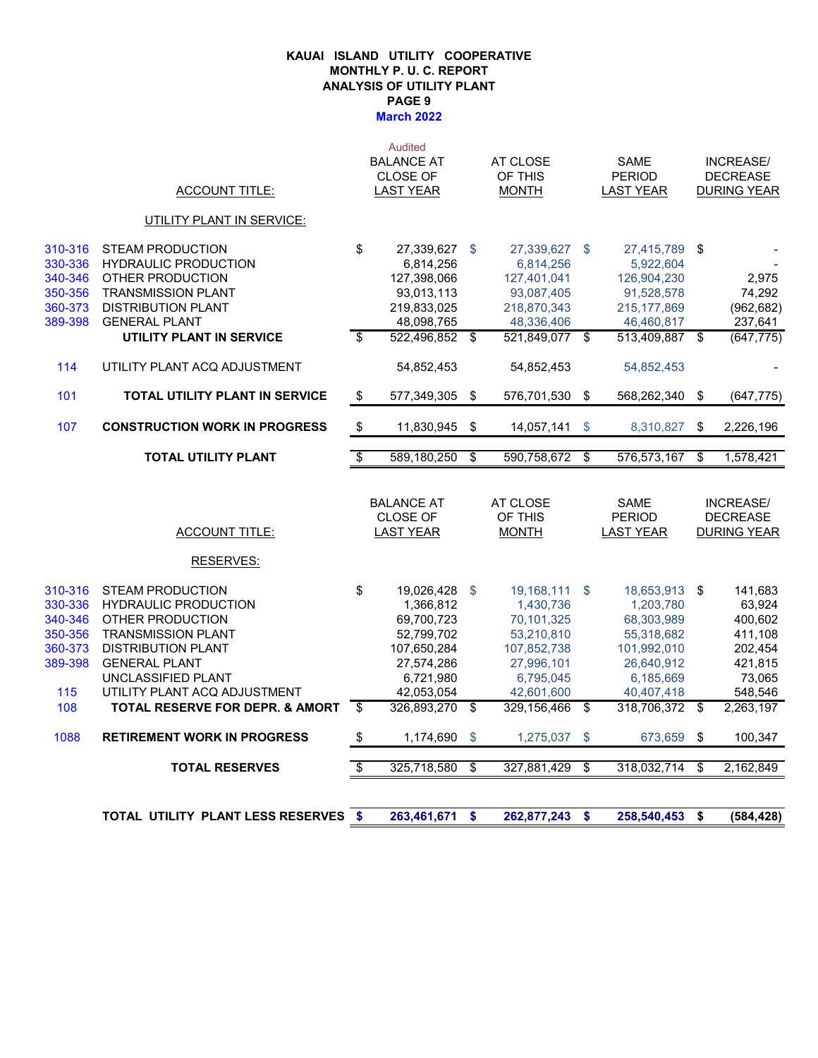# KAUAI ISLAND UTILITY COOPERATIVE
## MONTHLY P. U. C. REPORT
## ANALYSIS OF UTILITY PLANT
## PAGE 9
## March 2022

| | ACCOUNT TITLE: | Audited BALANCE AT CLOSE OF LAST YEAR | AT CLOSE OF THIS MONTH | SAME PERIOD LAST YEAR | INCREASE/ DECREASE DURING YEAR |
|---|---|---|---|---|---|
| | UTILITY PLANT IN SERVICE: | | | | |
| 310-316 | STEAM PRODUCTION | $ 27,339,627 | $ 27,339,627 | $ 27,415,789 | $ - |
| 330-336 | HYDRAULIC PRODUCTION | 6,814,256 | 6,814,256 | 5,922,604 | - |
| 340-346 | OTHER PRODUCTION | 127,398,066 | 127,401,041 | 126,904,230 | 2,975 |
| 350-356 | TRANSMISSION PLANT | 93,013,113 | 93,087,405 | 91,528,578 | 74,292 |
| 360-373 | DISTRIBUTION PLANT | 219,833,025 | 218,870,343 | 215,177,869 | (962,682) |
| 389-398 | GENERAL PLANT | 48,098,765 | 48,336,406 | 46,460,817 | 237,641 |
| | **UTILITY PLANT IN SERVICE** | $ 522,496,852 | $ 521,849,077 | $ 513,409,887 | $ (647,775) |
| 114 | UTILITY PLANT ACQ ADJUSTMENT | 54,852,453 | 54,852,453 | 54,852,453 | - |
| 101 | **TOTAL UTILITY PLANT IN SERVICE** | $ 577,349,305 | $ 576,701,530 | $ 568,262,340 | $ (647,775) |
| 107 | **CONSTRUCTION WORK IN PROGRESS** | $ 11,830,945 | $ 14,057,141 | $ 8,310,827 | $ 2,226,196 |
| | **TOTAL UTILITY PLANT** | $ 589,180,250 | $ 590,758,672 | $ 576,573,167 | $ 1,578,421 |

| | ACCOUNT TITLE: | BALANCE AT CLOSE OF LAST YEAR | AT CLOSE OF THIS MONTH | SAME PERIOD LAST YEAR | INCREASE/ DECREASE DURING YEAR |
|---|---|---|---|---|---|
| | RESERVES: | | | | |
| 310-316 | STEAM PRODUCTION | $ 19,026,428 | $ 19,168,111 | $ 18,653,913 | $ 141,683 |
| 330-336 | HYDRAULIC PRODUCTION | 1,366,812 | 1,430,736 | 1,203,780 | 63,924 |
| 340-346 | OTHER PRODUCTION | 69,700,723 | 70,101,325 | 68,303,989 | 400,602 |
| 350-356 | TRANSMISSION PLANT | 52,799,702 | 53,210,810 | 55,318,682 | 411,108 |
| 360-373 | DISTRIBUTION PLANT | 107,650,284 | 107,852,738 | 101,992,010 | 202,454 |
| 389-398 | GENERAL PLANT | 27,574,286 | 27,996,101 | 26,640,912 | 421,815 |
| | UNCLASSIFIED PLANT | 6,721,980 | 6,795,045 | 6,185,669 | 73,065 |
| 115 | UTILITY PLANT ACQ ADJUSTMENT | 42,053,054 | 42,601,600 | 40,407,418 | 548,546 |
| 108 | **TOTAL RESERVE FOR DEPR. & AMORT** | $ 326,893,270 | $ 329,156,466 | $ 318,706,372 | $ 2,263,197 |
| 1088 | **RETIREMENT WORK IN PROGRESS** | $ 1,174,690 | $ 1,275,037 | $ 673,659 | $ 100,347 |
| | **TOTAL RESERVES** | $ 325,718,580 | $ 327,881,429 | $ 318,032,714 | $ 2,162,849 |
| | **TOTAL UTILITY PLANT LESS RESERVES** | **$ 263,461,671** | **$ 262,877,243** | **$ 258,540,453** | **$ (584,428)** |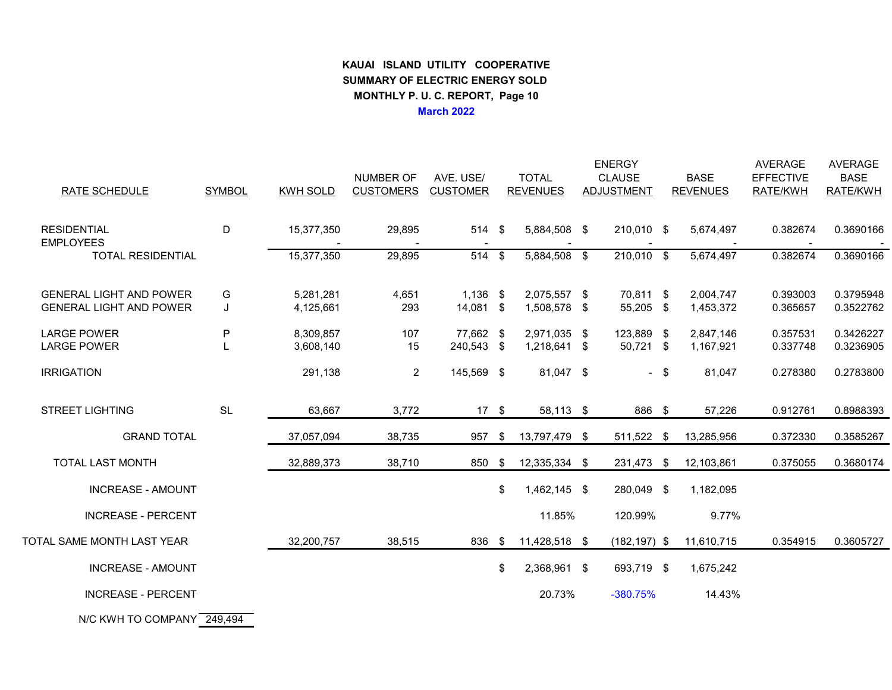**KAUAI ISLAND UTILITY COOPERATIVE**
**SUMMARY OF ELECTRIC ENERGY SOLD**
**MONTHLY P. U. C. REPORT, Page 10**
**March 2022**

| RATE SCHEDULE | SYMBOL | KWH SOLD | NUMBER OF CUSTOMERS | AVE. USE/ CUSTOMER | TOTAL REVENUES | ENERGY CLAUSE ADJUSTMENT | BASE REVENUES | AVERAGE EFFECTIVE RATE/KWH | AVERAGE BASE RATE/KWH |
|---|---|---|---|---|---|---|---|---|---|
| RESIDENTIAL | D | 15,377,350 | 29,895 | 514 | $ 5,884,508 | $ 210,010 | $ 5,674,497 | 0.382674 | 0.3690166 |
| EMPLOYEES | | - | - | - | - | - | - | - | - |
| TOTAL RESIDENTIAL | | 15,377,350 | 29,895 | 514 | $ 5,884,508 | $ 210,010 | $ 5,674,497 | 0.382674 | 0.3690166 |
| GENERAL LIGHT AND POWER | G | 5,281,281 | 4,651 | 1,136 | $ 2,075,557 | $ 70,811 | $ 2,004,747 | 0.393003 | 0.3795948 |
| GENERAL LIGHT AND POWER | J | 4,125,661 | 293 | 14,081 | $ 1,508,578 | $ 55,205 | $ 1,453,372 | 0.365657 | 0.3522762 |
| LARGE POWER | P | 8,309,857 | 107 | 77,662 | $ 2,971,035 | $ 123,889 | $ 2,847,146 | 0.357531 | 0.3426227 |
| LARGE POWER | L | 3,608,140 | 15 | 240,543 | $ 1,218,641 | $ 50,721 | $ 1,167,921 | 0.337748 | 0.3236905 |
| IRRIGATION | | 291,138 | 2 | 145,569 | $ 81,047 | $ - | $ 81,047 | 0.278380 | 0.2783800 |
| STREET LIGHTING | SL | 63,667 | 3,772 | 17 | $ 58,113 | $ 886 | $ 57,226 | 0.912761 | 0.8988393 |
| GRAND TOTAL | | 37,057,094 | 38,735 | 957 | $ 13,797,479 | $ 511,522 | $ 13,285,956 | 0.372330 | 0.3585267 |
| TOTAL LAST MONTH | | 32,889,373 | 38,710 | 850 | $ 12,335,334 | $ 231,473 | $ 12,103,861 | 0.375055 | 0.3680174 |
| INCREASE - AMOUNT | | | | | $ 1,462,145 | $ 280,049 | $ 1,182,095 | | |
| INCREASE - PERCENT | | | | | 11.85% | 120.99% | 9.77% | | |
| TOTAL SAME MONTH LAST YEAR | | 32,200,757 | 38,515 | 836 | $ 11,428,518 | $ (182,197) | $ 11,610,715 | 0.354915 | 0.3605727 |
| INCREASE - AMOUNT | | | | | $ 2,368,961 | $ 693,719 | $ 1,675,242 | | |
| INCREASE - PERCENT | | | | | 20.73% | -380.75% | 14.43% | | |

N/C KWH TO COMPANY 249,494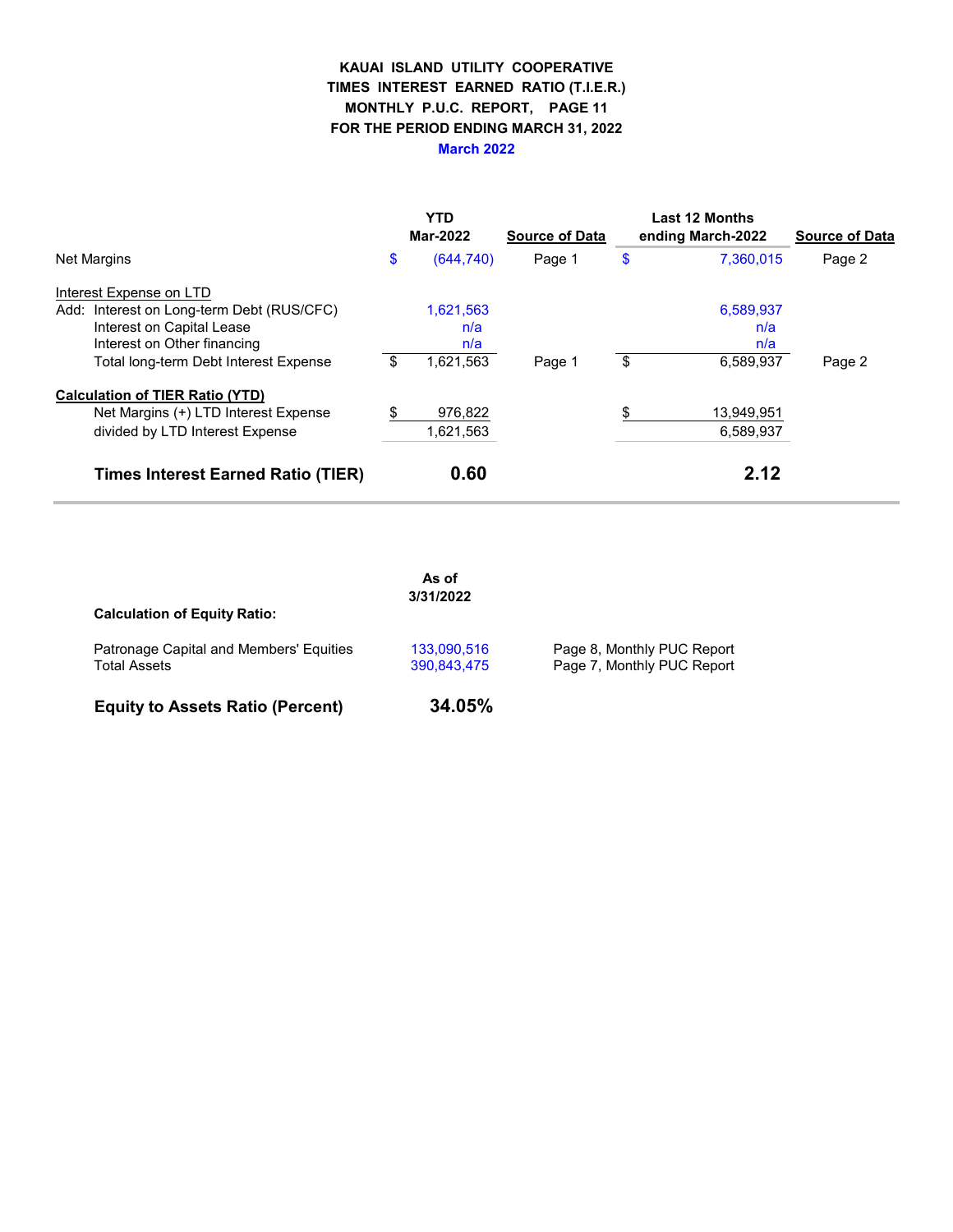# KAUAI ISLAND UTILITY COOPERATIVE
## TIMES INTEREST EARNED RATIO (T.I.E.R.)
## MONTHLY P.U.C. REPORT, PAGE 11
## FOR THE PERIOD ENDING MARCH 31, 2022
**March 2022**

| | YTD Mar-2022 | Source of Data | Last 12 Months ending March-2022 | Source of Data |
|---|---|---|---|---|
| Net Margins | $ (644,740) | Page 1 | $ 7,360,015 | Page 2 |
| Interest Expense on LTD | | | | |
| Add: Interest on Long-term Debt (RUS/CFC) | 1,621,563 | | 6,589,937 | |
| Interest on Capital Lease | n/a | | n/a | |
| Interest on Other financing | n/a | | n/a | |
| Total long-term Debt Interest Expense | $ 1,621,563 | Page 1 | $ 6,589,937 | Page 2 |
| **Calculation of TIER Ratio (YTD)** | | | | |
| Net Margins (+) LTD Interest Expense | $ 976,822 | | $ 13,949,951 | |
| divided by LTD Interest Expense | 1,621,563 | | 6,589,937 | |
| **Times Interest Earned Ratio (TIER)** | **0.60** | | **2.12** | |

| Calculation of Equity Ratio: | As of 3/31/2022 | |
|---|---|---|
| Patronage Capital and Members' Equities | 133,090,516 | Page 8, Monthly PUC Report |
| Total Assets | 390,843,475 | Page 7, Monthly PUC Report |
| **Equity to Assets Ratio (Percent)** | **34.05%** | |